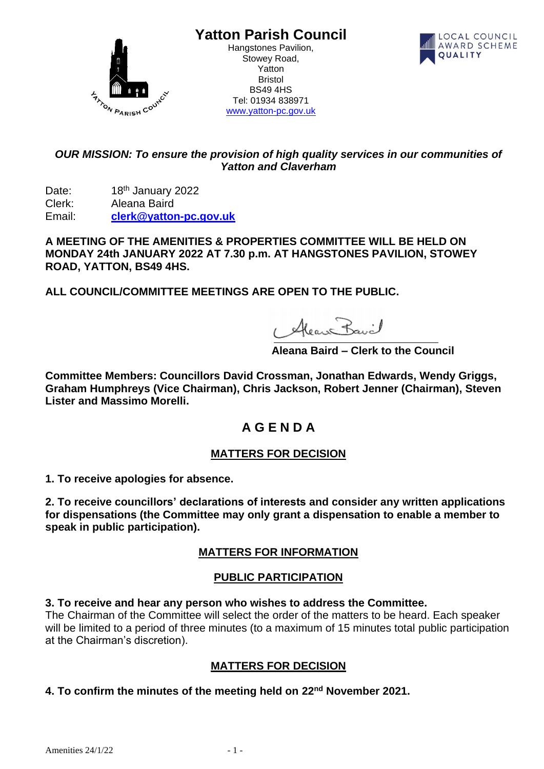# Yatton Parish Council

Hangstones Pavilion,
Stowey Road,
Yatton
Bristol
BS49 4HS
Tel: 01934 838971
www.yatton-pc.gov.uk

***OUR MISSION: To ensure the provision of high quality services in our communities of Yatton and Claverham***

Date: 18th January 2022
Clerk: Aleana Baird
Email: **clerk@yatton-pc.gov.uk**

**A MEETING OF THE AMENITIES & PROPERTIES COMMITTEE WILL BE HELD ON MONDAY 24th JANUARY 2022 AT 7.30 p.m. AT HANGSTONES PAVILION, STOWEY ROAD, YATTON, BS49 4HS.**

**ALL COUNCIL/COMMITTEE MEETINGS ARE OPEN TO THE PUBLIC.**

**Aleana Baird – Clerk to the Council**

**Committee Members: Councillors David Crossman, Jonathan Edwards, Wendy Griggs, Graham Humphreys (Vice Chairman), Chris Jackson, Robert Jenner (Chairman), Steven Lister and Massimo Morelli.**

## A G E N D A

### MATTERS FOR DECISION

**1. To receive apologies for absence.**

**2. To receive councillors' declarations of interests and consider any written applications for dispensations (the Committee may only grant a dispensation to enable a member to speak in public participation).**

### MATTERS FOR INFORMATION

### PUBLIC PARTICIPATION

**3. To receive and hear any person who wishes to address the Committee.**
The Chairman of the Committee will select the order of the matters to be heard. Each speaker will be limited to a period of three minutes (to a maximum of 15 minutes total public participation at the Chairman's discretion).

### MATTERS FOR DECISION

**4. To confirm the minutes of the meeting held on 22nd November 2021.**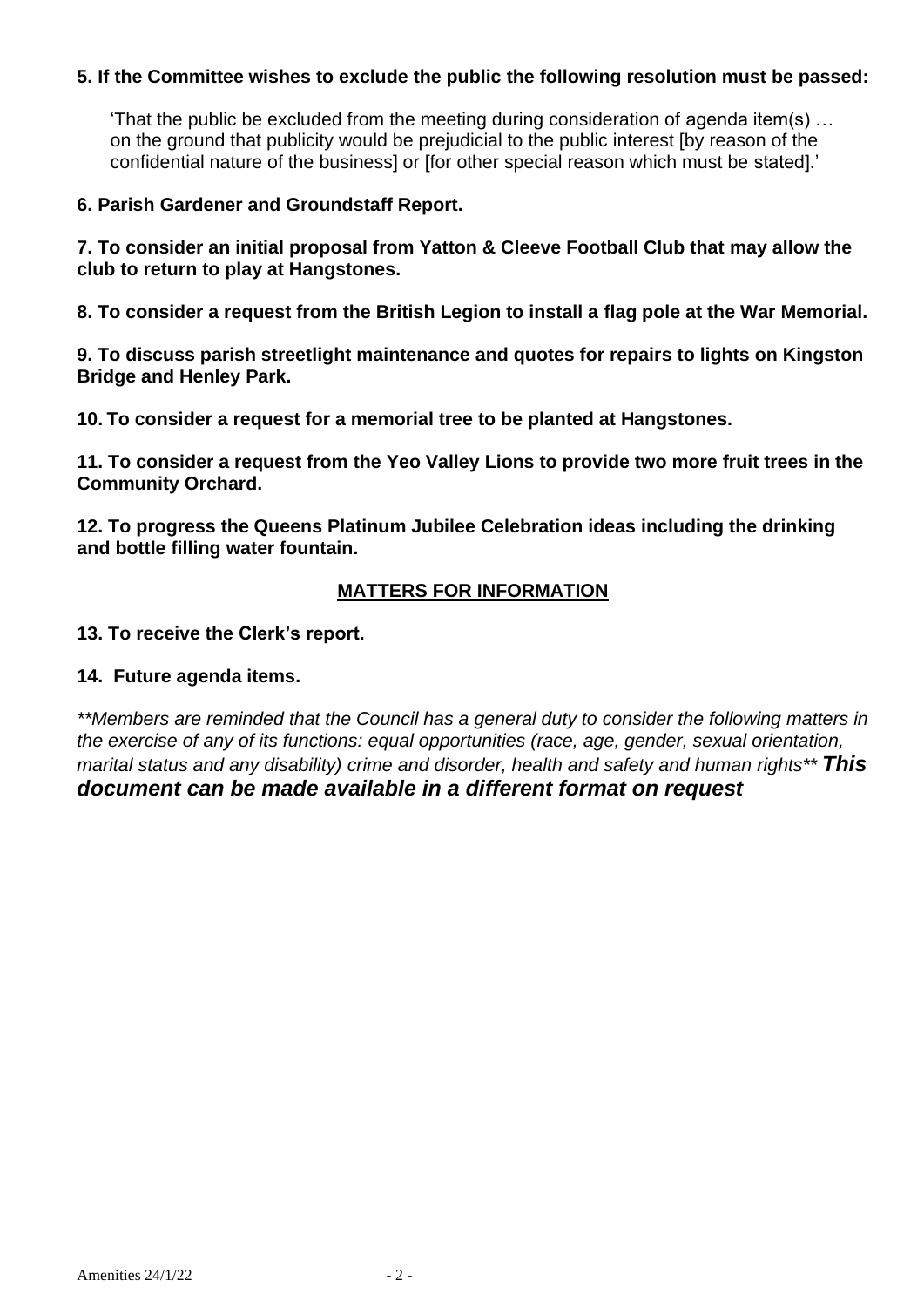**5. If the Committee wishes to exclude the public the following resolution must be passed:**

'That the public be excluded from the meeting during consideration of agenda item(s) … on the ground that publicity would be prejudicial to the public interest [by reason of the confidential nature of the business] or [for other special reason which must be stated].'

**6. Parish Gardener and Groundstaff Report.**

**7. To consider an initial proposal from Yatton & Cleeve Football Club that may allow the club to return to play at Hangstones.**

**8. To consider a request from the British Legion to install a flag pole at the War Memorial.**

**9. To discuss parish streetlight maintenance and quotes for repairs to lights on Kingston Bridge and Henley Park.**

**10. To consider a request for a memorial tree to be planted at Hangstones.**

**11. To consider a request from the Yeo Valley Lions to provide two more fruit trees in the Community Orchard.**

**12. To progress the Queens Platinum Jubilee Celebration ideas including the drinking and bottle filling water fountain.**

## MATTERS FOR INFORMATION

**13. To receive the Clerk's report.**

**14. Future agenda items.**

*\*\*Members are reminded that the Council has a general duty to consider the following matters in the exercise of any of its functions: equal opportunities (race, age, gender, sexual orientation, marital status and any disability) crime and disorder, health and safety and human rights\*\** ***This document can be made available in a different format on request***